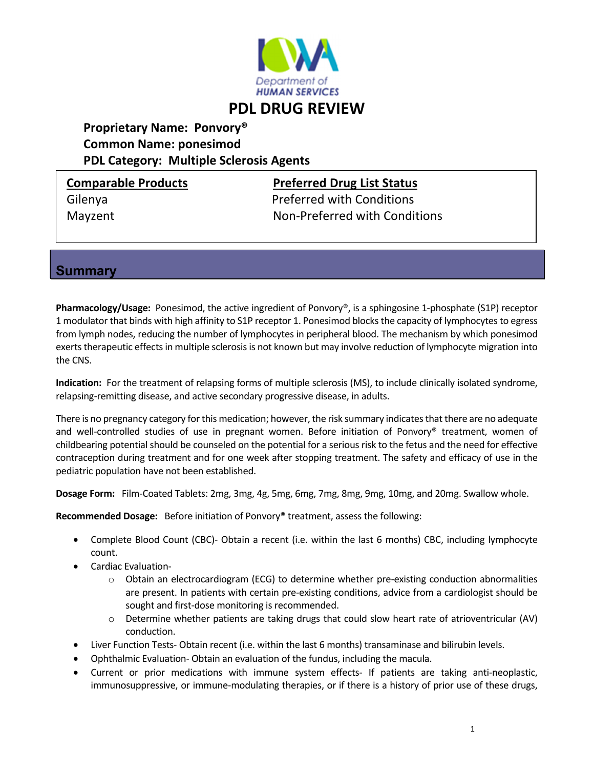Department of HUMAN SERVICES

# PDL DRUG REVIEW

**Proprietary Name: Ponvory®**
**Common Name: ponesimod**
**PDL Category: Multiple Sclerosis Agents**

| Comparable Products | Preferred Drug List Status |
|---|---|
| Gilenya | Preferred with Conditions |
| Mayzent | Non-Preferred with Conditions |

## Summary

**Pharmacology/Usage:** Ponesimod, the active ingredient of Ponvory®, is a sphingosine 1-phosphate (S1P) receptor 1 modulator that binds with high affinity to S1P receptor 1. Ponesimod blocks the capacity of lymphocytes to egress from lymph nodes, reducing the number of lymphocytes in peripheral blood. The mechanism by which ponesimod exerts therapeutic effects in multiple sclerosis is not known but may involve reduction of lymphocyte migration into the CNS.

**Indication:** For the treatment of relapsing forms of multiple sclerosis (MS), to include clinically isolated syndrome, relapsing-remitting disease, and active secondary progressive disease, in adults.

There is no pregnancy category for this medication; however, the risk summary indicates that there are no adequate and well-controlled studies of use in pregnant women. Before initiation of Ponvory® treatment, women of childbearing potential should be counseled on the potential for a serious risk to the fetus and the need for effective contraception during treatment and for one week after stopping treatment. The safety and efficacy of use in the pediatric population have not been established.

**Dosage Form:** Film-Coated Tablets: 2mg, 3mg, 4g, 5mg, 6mg, 7mg, 8mg, 9mg, 10mg, and 20mg. Swallow whole.

**Recommended Dosage:** Before initiation of Ponvory® treatment, assess the following:

- Complete Blood Count (CBC)- Obtain a recent (i.e. within the last 6 months) CBC, including lymphocyte count.
- Cardiac Evaluation-
  - Obtain an electrocardiogram (ECG) to determine whether pre-existing conduction abnormalities are present. In patients with certain pre-existing conditions, advice from a cardiologist should be sought and first-dose monitoring is recommended.
  - Determine whether patients are taking drugs that could slow heart rate of atrioventricular (AV) conduction.
- Liver Function Tests- Obtain recent (i.e. within the last 6 months) transaminase and bilirubin levels.
- Ophthalmic Evaluation- Obtain an evaluation of the fundus, including the macula.
- Current or prior medications with immune system effects- If patients are taking anti-neoplastic, immunosuppressive, or immune-modulating therapies, or if there is a history of prior use of these drugs,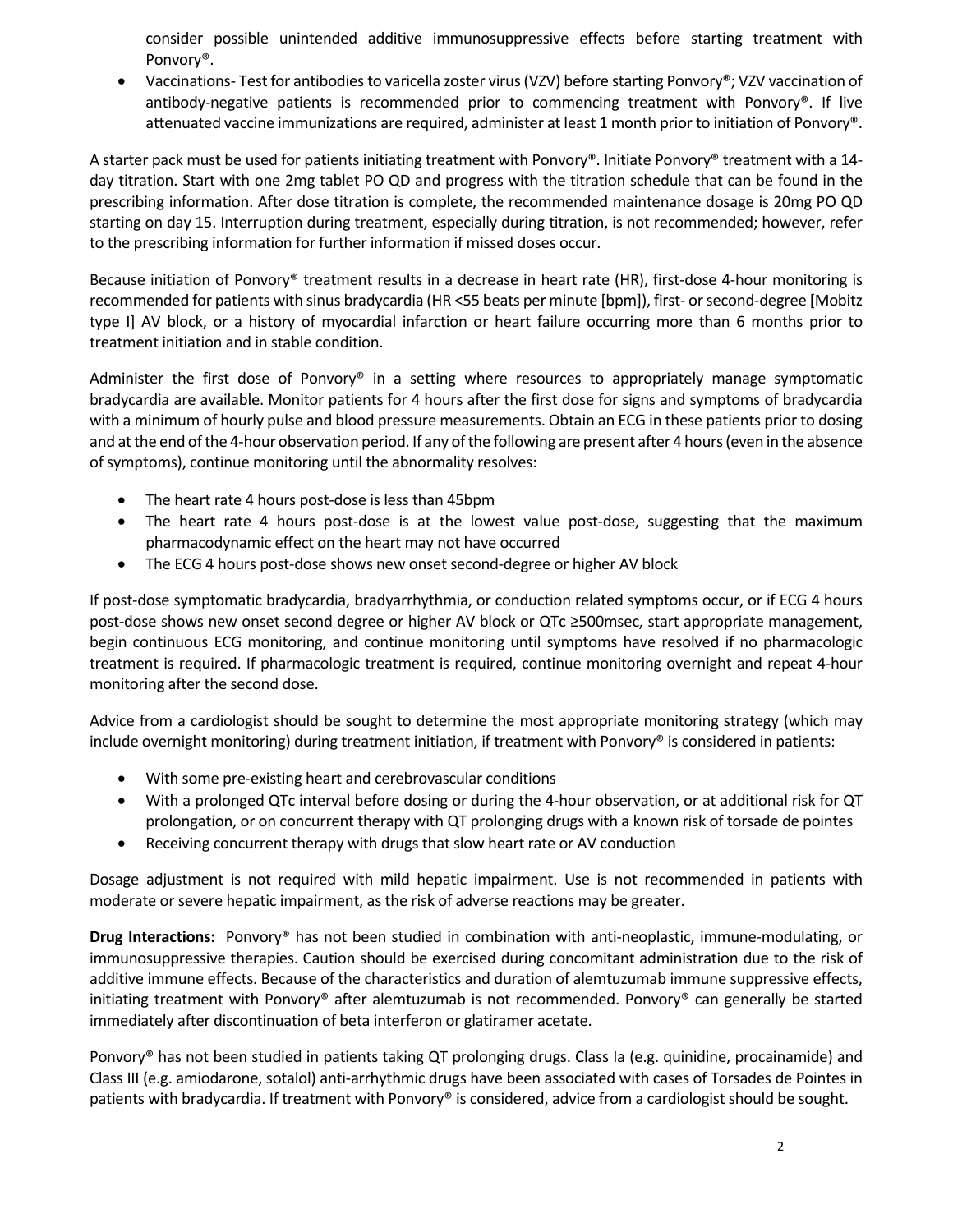consider possible unintended additive immunosuppressive effects before starting treatment with Ponvory®.

- Vaccinations- Test for antibodies to varicella zoster virus (VZV) before starting Ponvory®; VZV vaccination of antibody-negative patients is recommended prior to commencing treatment with Ponvory®. If live attenuated vaccine immunizations are required, administer at least 1 month prior to initiation of Ponvory®.

A starter pack must be used for patients initiating treatment with Ponvory®. Initiate Ponvory® treatment with a 14-day titration. Start with one 2mg tablet PO QD and progress with the titration schedule that can be found in the prescribing information. After dose titration is complete, the recommended maintenance dosage is 20mg PO QD starting on day 15. Interruption during treatment, especially during titration, is not recommended; however, refer to the prescribing information for further information if missed doses occur.

Because initiation of Ponvory® treatment results in a decrease in heart rate (HR), first-dose 4-hour monitoring is recommended for patients with sinus bradycardia (HR <55 beats per minute [bpm]), first- or second-degree [Mobitz type I] AV block, or a history of myocardial infarction or heart failure occurring more than 6 months prior to treatment initiation and in stable condition.

Administer the first dose of Ponvory® in a setting where resources to appropriately manage symptomatic bradycardia are available. Monitor patients for 4 hours after the first dose for signs and symptoms of bradycardia with a minimum of hourly pulse and blood pressure measurements. Obtain an ECG in these patients prior to dosing and at the end of the 4-hour observation period. If any of the following are present after 4 hours (even in the absence of symptoms), continue monitoring until the abnormality resolves:

- The heart rate 4 hours post-dose is less than 45bpm
- The heart rate 4 hours post-dose is at the lowest value post-dose, suggesting that the maximum pharmacodynamic effect on the heart may not have occurred
- The ECG 4 hours post-dose shows new onset second-degree or higher AV block

If post-dose symptomatic bradycardia, bradyarrhythmia, or conduction related symptoms occur, or if ECG 4 hours post-dose shows new onset second degree or higher AV block or QTc ≥500msec, start appropriate management, begin continuous ECG monitoring, and continue monitoring until symptoms have resolved if no pharmacologic treatment is required. If pharmacologic treatment is required, continue monitoring overnight and repeat 4-hour monitoring after the second dose.

Advice from a cardiologist should be sought to determine the most appropriate monitoring strategy (which may include overnight monitoring) during treatment initiation, if treatment with Ponvory® is considered in patients:

- With some pre-existing heart and cerebrovascular conditions
- With a prolonged QTc interval before dosing or during the 4-hour observation, or at additional risk for QT prolongation, or on concurrent therapy with QT prolonging drugs with a known risk of torsade de pointes
- Receiving concurrent therapy with drugs that slow heart rate or AV conduction

Dosage adjustment is not required with mild hepatic impairment. Use is not recommended in patients with moderate or severe hepatic impairment, as the risk of adverse reactions may be greater.

**Drug Interactions:** Ponvory® has not been studied in combination with anti-neoplastic, immune-modulating, or immunosuppressive therapies. Caution should be exercised during concomitant administration due to the risk of additive immune effects. Because of the characteristics and duration of alemtuzumab immune suppressive effects, initiating treatment with Ponvory® after alemtuzumab is not recommended. Ponvory® can generally be started immediately after discontinuation of beta interferon or glatiramer acetate.

Ponvory® has not been studied in patients taking QT prolonging drugs. Class Ia (e.g. quinidine, procainamide) and Class III (e.g. amiodarone, sotalol) anti-arrhythmic drugs have been associated with cases of Torsades de Pointes in patients with bradycardia. If treatment with Ponvory® is considered, advice from a cardiologist should be sought.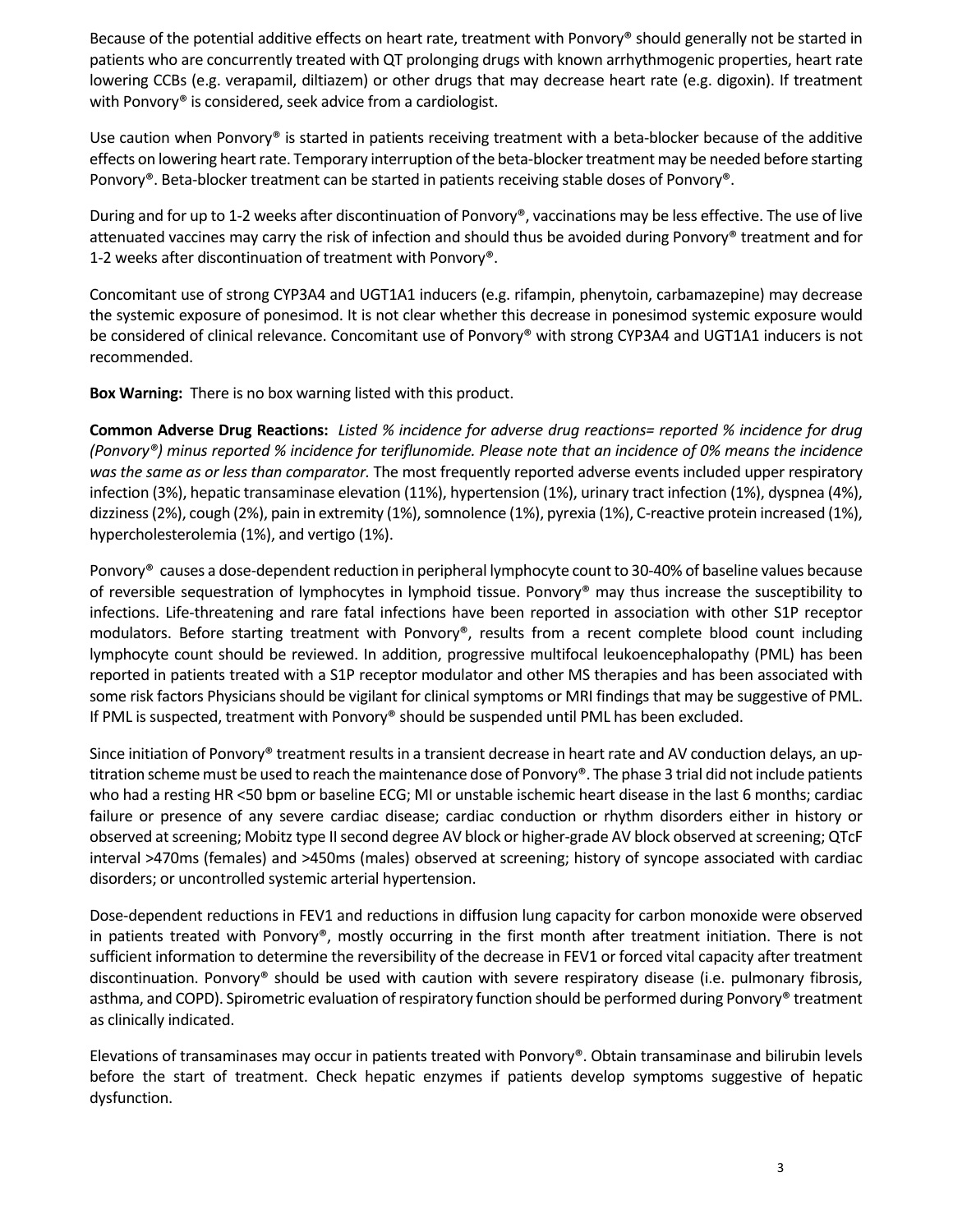Because of the potential additive effects on heart rate, treatment with Ponvory® should generally not be started in patients who are concurrently treated with QT prolonging drugs with known arrhythmogenic properties, heart rate lowering CCBs (e.g. verapamil, diltiazem) or other drugs that may decrease heart rate (e.g. digoxin). If treatment with Ponvory® is considered, seek advice from a cardiologist.

Use caution when Ponvory® is started in patients receiving treatment with a beta-blocker because of the additive effects on lowering heart rate. Temporary interruption of the beta-blocker treatment may be needed before starting Ponvory®. Beta-blocker treatment can be started in patients receiving stable doses of Ponvory®.

During and for up to 1-2 weeks after discontinuation of Ponvory®, vaccinations may be less effective. The use of live attenuated vaccines may carry the risk of infection and should thus be avoided during Ponvory® treatment and for 1-2 weeks after discontinuation of treatment with Ponvory®.

Concomitant use of strong CYP3A4 and UGT1A1 inducers (e.g. rifampin, phenytoin, carbamazepine) may decrease the systemic exposure of ponesimod. It is not clear whether this decrease in ponesimod systemic exposure would be considered of clinical relevance. Concomitant use of Ponvory® with strong CYP3A4 and UGT1A1 inducers is not recommended.

**Box Warning:** There is no box warning listed with this product.

**Common Adverse Drug Reactions:** *Listed % incidence for adverse drug reactions= reported % incidence for drug (Ponvory®) minus reported % incidence for teriflunomide. Please note that an incidence of 0% means the incidence was the same as or less than comparator.* The most frequently reported adverse events included upper respiratory infection (3%), hepatic transaminase elevation (11%), hypertension (1%), urinary tract infection (1%), dyspnea (4%), dizziness (2%), cough (2%), pain in extremity (1%), somnolence (1%), pyrexia (1%), C-reactive protein increased (1%), hypercholesterolemia (1%), and vertigo (1%).

Ponvory® causes a dose-dependent reduction in peripheral lymphocyte count to 30-40% of baseline values because of reversible sequestration of lymphocytes in lymphoid tissue. Ponvory® may thus increase the susceptibility to infections. Life-threatening and rare fatal infections have been reported in association with other S1P receptor modulators. Before starting treatment with Ponvory®, results from a recent complete blood count including lymphocyte count should be reviewed. In addition, progressive multifocal leukoencephalopathy (PML) has been reported in patients treated with a S1P receptor modulator and other MS therapies and has been associated with some risk factors Physicians should be vigilant for clinical symptoms or MRI findings that may be suggestive of PML. If PML is suspected, treatment with Ponvory® should be suspended until PML has been excluded.

Since initiation of Ponvory® treatment results in a transient decrease in heart rate and AV conduction delays, an up-titration scheme must be used to reach the maintenance dose of Ponvory®. The phase 3 trial did not include patients who had a resting HR <50 bpm or baseline ECG; MI or unstable ischemic heart disease in the last 6 months; cardiac failure or presence of any severe cardiac disease; cardiac conduction or rhythm disorders either in history or observed at screening; Mobitz type II second degree AV block or higher-grade AV block observed at screening; QTcF interval >470ms (females) and >450ms (males) observed at screening; history of syncope associated with cardiac disorders; or uncontrolled systemic arterial hypertension.

Dose-dependent reductions in FEV1 and reductions in diffusion lung capacity for carbon monoxide were observed in patients treated with Ponvory®, mostly occurring in the first month after treatment initiation. There is not sufficient information to determine the reversibility of the decrease in FEV1 or forced vital capacity after treatment discontinuation. Ponvory® should be used with caution with severe respiratory disease (i.e. pulmonary fibrosis, asthma, and COPD). Spirometric evaluation of respiratory function should be performed during Ponvory® treatment as clinically indicated.

Elevations of transaminases may occur in patients treated with Ponvory®. Obtain transaminase and bilirubin levels before the start of treatment. Check hepatic enzymes if patients develop symptoms suggestive of hepatic dysfunction.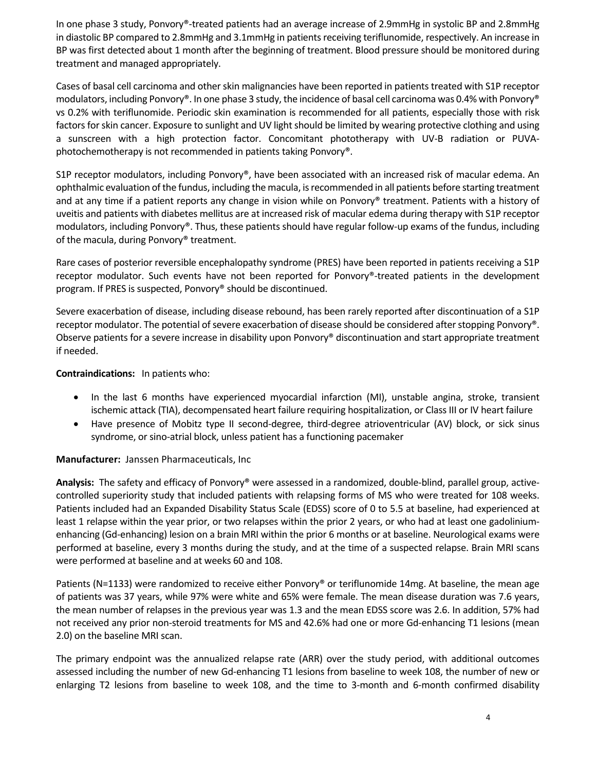In one phase 3 study, Ponvory®-treated patients had an average increase of 2.9mmHg in systolic BP and 2.8mmHg in diastolic BP compared to 2.8mmHg and 3.1mmHg in patients receiving teriflunomide, respectively. An increase in BP was first detected about 1 month after the beginning of treatment. Blood pressure should be monitored during treatment and managed appropriately.

Cases of basal cell carcinoma and other skin malignancies have been reported in patients treated with S1P receptor modulators, including Ponvory®. In one phase 3 study, the incidence of basal cell carcinoma was 0.4% with Ponvory® vs 0.2% with teriflunomide. Periodic skin examination is recommended for all patients, especially those with risk factors for skin cancer. Exposure to sunlight and UV light should be limited by wearing protective clothing and using a sunscreen with a high protection factor. Concomitant phototherapy with UV-B radiation or PUVA-photochemotherapy is not recommended in patients taking Ponvory®.

S1P receptor modulators, including Ponvory®, have been associated with an increased risk of macular edema. An ophthalmic evaluation of the fundus, including the macula, is recommended in all patients before starting treatment and at any time if a patient reports any change in vision while on Ponvory® treatment. Patients with a history of uveitis and patients with diabetes mellitus are at increased risk of macular edema during therapy with S1P receptor modulators, including Ponvory®. Thus, these patients should have regular follow-up exams of the fundus, including of the macula, during Ponvory® treatment.

Rare cases of posterior reversible encephalopathy syndrome (PRES) have been reported in patients receiving a S1P receptor modulator. Such events have not been reported for Ponvory®-treated patients in the development program. If PRES is suspected, Ponvory® should be discontinued.

Severe exacerbation of disease, including disease rebound, has been rarely reported after discontinuation of a S1P receptor modulator. The potential of severe exacerbation of disease should be considered after stopping Ponvory®. Observe patients for a severe increase in disability upon Ponvory® discontinuation and start appropriate treatment if needed.

**Contraindications:** In patients who:

- In the last 6 months have experienced myocardial infarction (MI), unstable angina, stroke, transient ischemic attack (TIA), decompensated heart failure requiring hospitalization, or Class III or IV heart failure
- Have presence of Mobitz type II second-degree, third-degree atrioventricular (AV) block, or sick sinus syndrome, or sino-atrial block, unless patient has a functioning pacemaker

**Manufacturer:** Janssen Pharmaceuticals, Inc

**Analysis:** The safety and efficacy of Ponvory® were assessed in a randomized, double-blind, parallel group, active-controlled superiority study that included patients with relapsing forms of MS who were treated for 108 weeks. Patients included had an Expanded Disability Status Scale (EDSS) score of 0 to 5.5 at baseline, had experienced at least 1 relapse within the year prior, or two relapses within the prior 2 years, or who had at least one gadolinium-enhancing (Gd-enhancing) lesion on a brain MRI within the prior 6 months or at baseline. Neurological exams were performed at baseline, every 3 months during the study, and at the time of a suspected relapse. Brain MRI scans were performed at baseline and at weeks 60 and 108.

Patients (N=1133) were randomized to receive either Ponvory® or teriflunomide 14mg. At baseline, the mean age of patients was 37 years, while 97% were white and 65% were female. The mean disease duration was 7.6 years, the mean number of relapses in the previous year was 1.3 and the mean EDSS score was 2.6. In addition, 57% had not received any prior non-steroid treatments for MS and 42.6% had one or more Gd-enhancing T1 lesions (mean 2.0) on the baseline MRI scan.

The primary endpoint was the annualized relapse rate (ARR) over the study period, with additional outcomes assessed including the number of new Gd-enhancing T1 lesions from baseline to week 108, the number of new or enlarging T2 lesions from baseline to week 108, and the time to 3-month and 6-month confirmed disability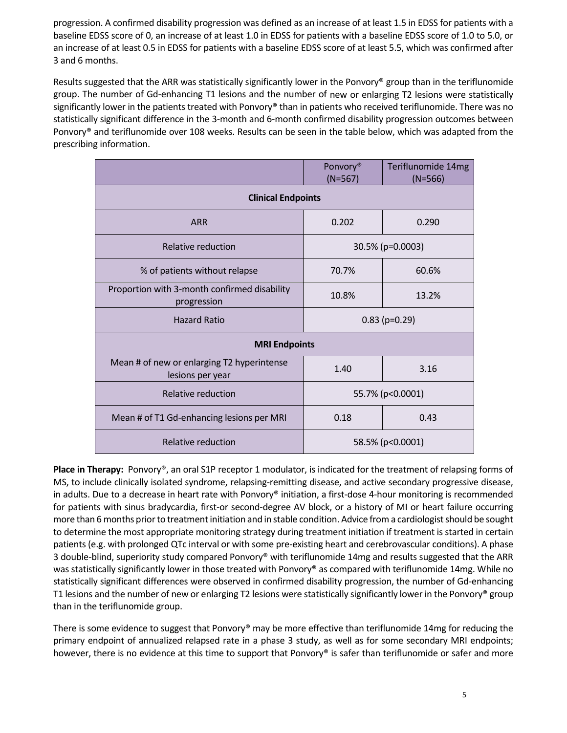progression. A confirmed disability progression was defined as an increase of at least 1.5 in EDSS for patients with a baseline EDSS score of 0, an increase of at least 1.0 in EDSS for patients with a baseline EDSS score of 1.0 to 5.0, or an increase of at least 0.5 in EDSS for patients with a baseline EDSS score of at least 5.5, which was confirmed after 3 and 6 months.

Results suggested that the ARR was statistically significantly lower in the Ponvory® group than in the teriflunomide group. The number of Gd-enhancing T1 lesions and the number of new or enlarging T2 lesions were statistically significantly lower in the patients treated with Ponvory® than in patients who received teriflunomide. There was no statistically significant difference in the 3-month and 6-month confirmed disability progression outcomes between Ponvory® and teriflunomide over 108 weeks. Results can be seen in the table below, which was adapted from the prescribing information.

| | Ponvory® (N=567) | Teriflunomide 14mg (N=566) |
|---|---|---|
| **Clinical Endpoints** | | |
| ARR | 0.202 | 0.290 |
| Relative reduction | 30.5% (p=0.0003) | |
| % of patients without relapse | 70.7% | 60.6% |
| Proportion with 3-month confirmed disability progression | 10.8% | 13.2% |
| Hazard Ratio | 0.83 (p=0.29) | |
| **MRI Endpoints** | | |
| Mean # of new or enlarging T2 hyperintense lesions per year | 1.40 | 3.16 |
| Relative reduction | 55.7% (p<0.0001) | |
| Mean # of T1 Gd-enhancing lesions per MRI | 0.18 | 0.43 |
| Relative reduction | 58.5% (p<0.0001) | |

**Place in Therapy:** Ponvory®, an oral S1P receptor 1 modulator, is indicated for the treatment of relapsing forms of MS, to include clinically isolated syndrome, relapsing-remitting disease, and active secondary progressive disease, in adults. Due to a decrease in heart rate with Ponvory® initiation, a first-dose 4-hour monitoring is recommended for patients with sinus bradycardia, first-or second-degree AV block, or a history of MI or heart failure occurring more than 6 months prior to treatment initiation and in stable condition. Advice from a cardiologist should be sought to determine the most appropriate monitoring strategy during treatment initiation if treatment is started in certain patients (e.g. with prolonged QTc interval or with some pre-existing heart and cerebrovascular conditions). A phase 3 double-blind, superiority study compared Ponvory® with teriflunomide 14mg and results suggested that the ARR was statistically significantly lower in those treated with Ponvory® as compared with teriflunomide 14mg. While no statistically significant differences were observed in confirmed disability progression, the number of Gd-enhancing T1 lesions and the number of new or enlarging T2 lesions were statistically significantly lower in the Ponvory® group than in the teriflunomide group.

There is some evidence to suggest that Ponvory® may be more effective than teriflunomide 14mg for reducing the primary endpoint of annualized relapsed rate in a phase 3 study, as well as for some secondary MRI endpoints; however, there is no evidence at this time to support that Ponvory® is safer than teriflunomide or safer and more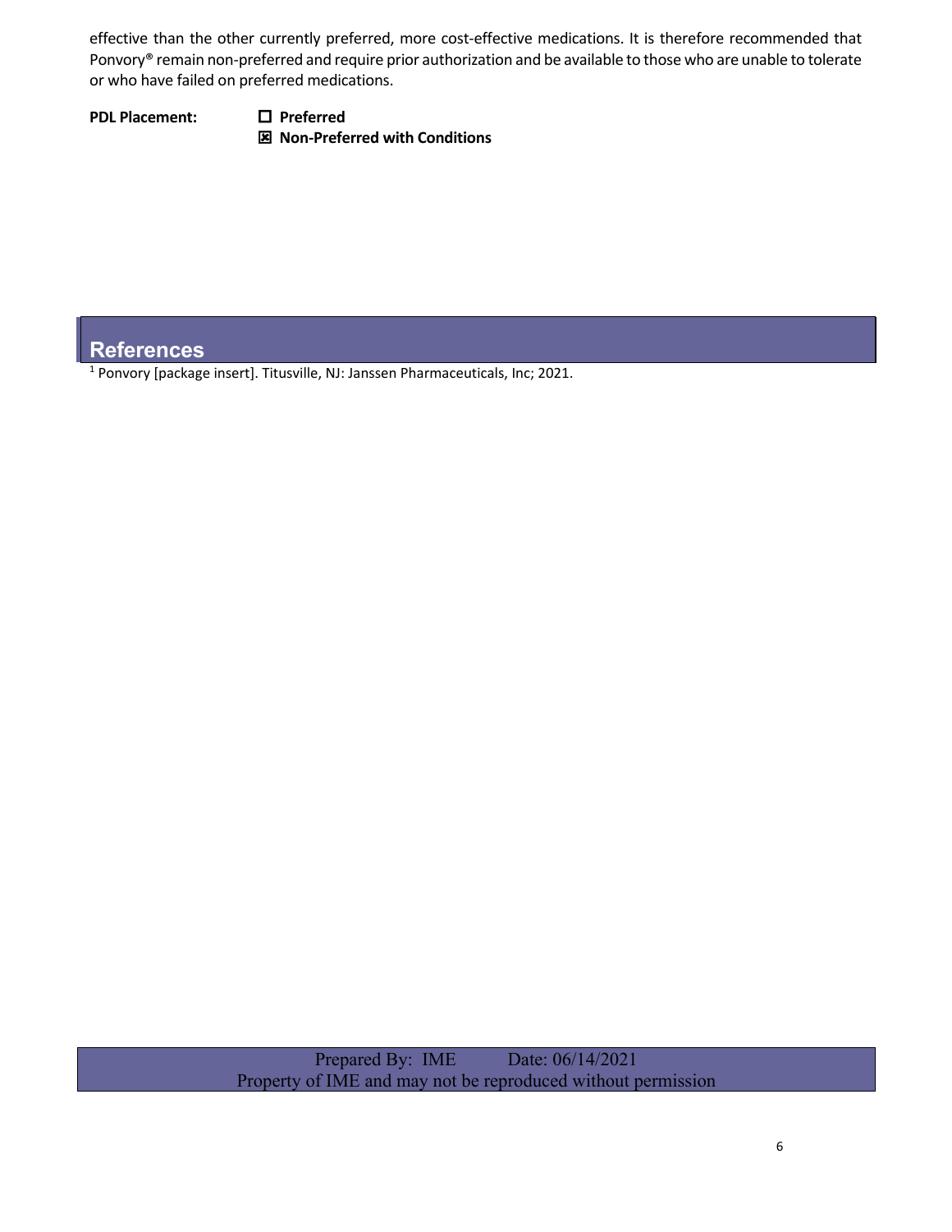effective than the other currently preferred, more cost-effective medications. It is therefore recommended that Ponvory® remain non-preferred and require prior authorization and be available to those who are unable to tolerate or who have failed on preferred medications.

**PDL Placement:** ☐ **Preferred**
☒ **Non-Preferred with Conditions**

## References

[1] Ponvory [package insert]. Titusville, NJ: Janssen Pharmaceuticals, Inc; 2021.

Prepared By: IME Date: 06/14/2021
Property of IME and may not be reproduced without permission